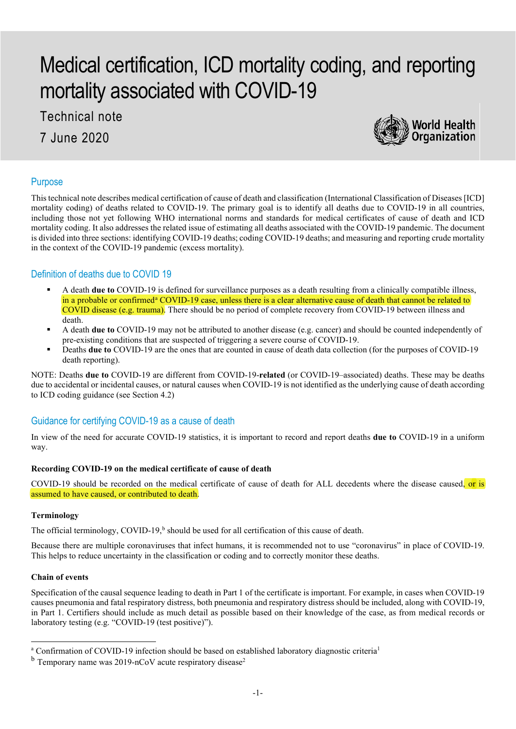# Medical certification, ICD mortality coding, and reporting mortality associated with COVID-19

Technical note

7 June 2020

## Purpose

This technical note describes medical certification of cause of death and classification (International Classification of Diseases [ICD] mortality coding) of deaths related to COVID-19. The primary goal is to identify all deaths due to COVID-19 in all countries, including those not yet following WHO international norms and standards for medical certificates of cause of death and ICD mortality coding. It also addresses the related issue of estimating all deaths associated with the COVID-19 pandemic. The document is divided into three sections: identifying COVID-19 deaths; coding COVID-19 deaths; and measuring and reporting crude mortality in the context of the COVID-19 pandemic (excess mortality).

## Definition of deaths due to COVID 19

- A death **due to** COVID-19 is defined for surveillance purposes as a death resulting from a clinically compatible illness, in a probable or confirmed[a] COVID-19 case, unless there is a clear alternative cause of death that cannot be related to COVID disease (e.g. trauma). There should be no period of complete recovery from COVID-19 between illness and death.
- A death **due to** COVID-19 may not be attributed to another disease (e.g. cancer) and should be counted independently of pre-existing conditions that are suspected of triggering a severe course of COVID-19.
- Deaths **due to** COVID-19 are the ones that are counted in cause of death data collection (for the purposes of COVID-19 death reporting).

NOTE: Deaths **due to** COVID-19 are different from COVID-19-**related** (or COVID-19–associated) deaths. These may be deaths due to accidental or incidental causes, or natural causes when COVID-19 is not identified as the underlying cause of death according to ICD coding guidance (see Section 4.2)

## Guidance for certifying COVID-19 as a cause of death

In view of the need for accurate COVID-19 statistics, it is important to record and report deaths **due to** COVID-19 in a uniform way.

### Recording COVID-19 on the medical certificate of cause of death

COVID-19 should be recorded on the medical certificate of cause of death for ALL decedents where the disease caused, or is assumed to have caused, or contributed to death.

### Terminology

The official terminology, COVID-19,[b] should be used for all certification of this cause of death.

Because there are multiple coronaviruses that infect humans, it is recommended not to use "coronavirus" in place of COVID-19. This helps to reduce uncertainty in the classification or coding and to correctly monitor these deaths.

### Chain of events

Specification of the causal sequence leading to death in Part 1 of the certificate is important. For example, in cases when COVID-19 causes pneumonia and fatal respiratory distress, both pneumonia and respiratory distress should be included, along with COVID-19, in Part 1. Certifiers should include as much detail as possible based on their knowledge of the case, as from medical records or laboratory testing (e.g. "COVID-19 (test positive)").

---

[a] Confirmation of COVID-19 infection should be based on established laboratory diagnostic criteria[1]

[b] Temporary name was 2019-nCoV acute respiratory disease[2]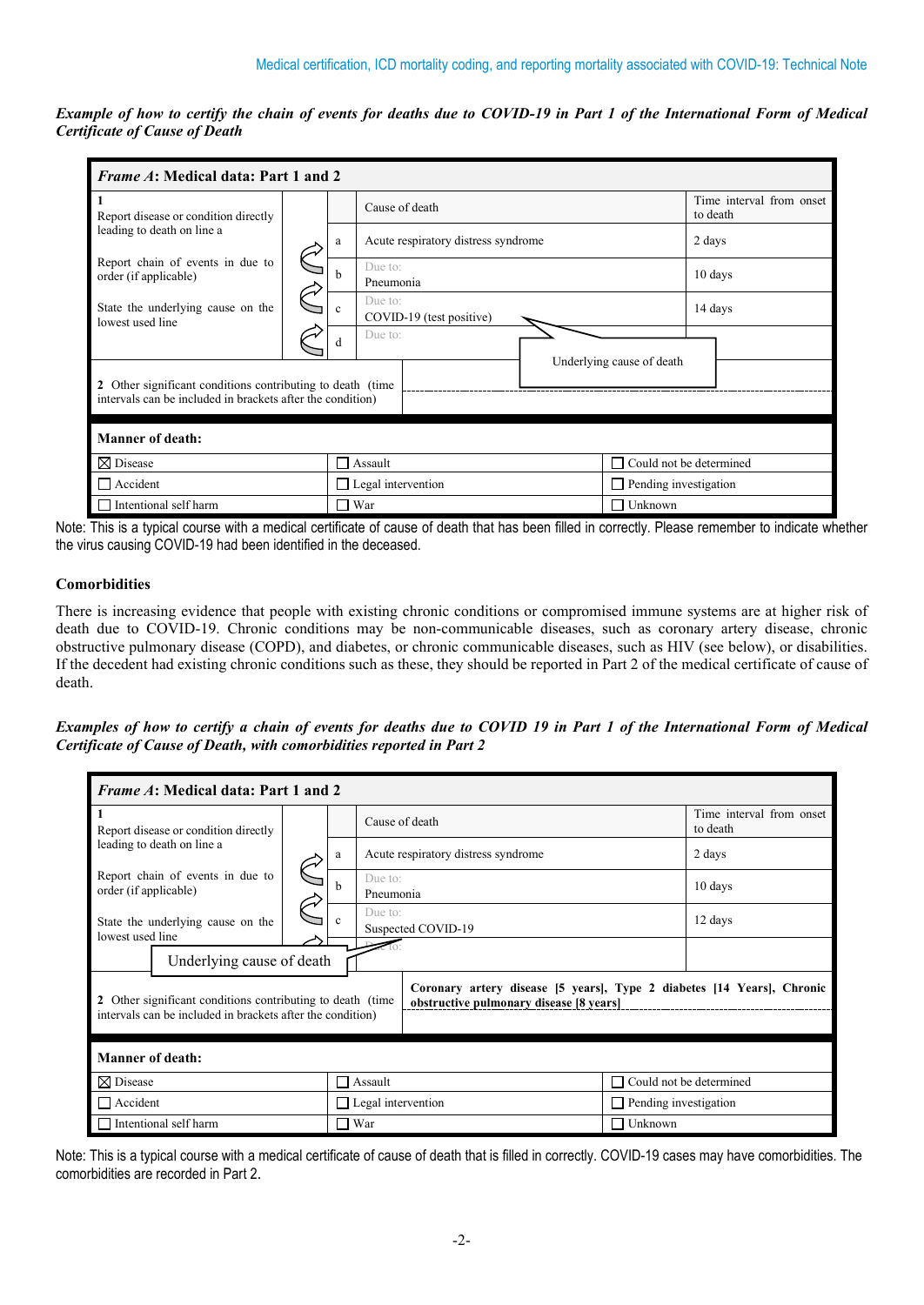*Example of how to certify the chain of events for deaths due to COVID-19 in Part 1 of the International Form of Medical Certificate of Cause of Death*

***Frame A*: Medical data: Part 1 and 2**

| 1 | | Cause of death | Time interval from onset to death |
|---|---|---|---|
| Report disease or condition directly leading to death on line a | a | Acute respiratory distress syndrome | 2 days |
| Report chain of events in due to order (if applicable) | b | Due to: Pneumonia | 10 days |
| State the underlying cause on the lowest used line | c | Due to: COVID-19 (test positive) ← Underlying cause of death | 14 days |
| | d | Due to: | |
| 2 Other significant conditions contributing to death (time intervals can be included in brackets after the condition) | | | |

**Manner of death:**

| | | |
|---|---|---|
| ☒ Disease | ☐ Assault | ☐ Could not be determined |
| ☐ Accident | ☐ Legal intervention | ☐ Pending investigation |
| ☐ Intentional self harm | ☐ War | ☐ Unknown |

Note: This is a typical course with a medical certificate of cause of death that has been filled in correctly. Please remember to indicate whether the virus causing COVID-19 had been identified in the deceased.

### Comorbidities

There is increasing evidence that people with existing chronic conditions or compromised immune systems are at higher risk of death due to COVID-19. Chronic conditions may be non-communicable diseases, such as coronary artery disease, chronic obstructive pulmonary disease (COPD), and diabetes, or chronic communicable diseases, such as HIV (see below), or disabilities. If the decedent had existing chronic conditions such as these, they should be reported in Part 2 of the medical certificate of cause of death.

*Examples of how to certify a chain of events for deaths due to COVID 19 in Part 1 of the International Form of Medical Certificate of Cause of Death, with comorbidities reported in Part 2*

***Frame A*: Medical data: Part 1 and 2**

| 1 | | Cause of death | Time interval from onset to death |
|---|---|---|---|
| Report disease or condition directly leading to death on line a | a | Acute respiratory distress syndrome | 2 days |
| Report chain of events in due to order (if applicable) | b | Due to: Pneumonia | 10 days |
| State the underlying cause on the lowest used line | c | Due to: Suspected COVID-19 ← Underlying cause of death | 12 days |
| | d | Due to: | |
| 2 Other significant conditions contributing to death (time intervals can be included in brackets after the condition) | | **Coronary artery disease [5 years], Type 2 diabetes [14 Years], Chronic obstructive pulmonary disease [8 years]** | |

**Manner of death:**

| | | |
|---|---|---|
| ☒ Disease | ☐ Assault | ☐ Could not be determined |
| ☐ Accident | ☐ Legal intervention | ☐ Pending investigation |
| ☐ Intentional self harm | ☐ War | ☐ Unknown |

Note: This is a typical course with a medical certificate of cause of death that is filled in correctly. COVID-19 cases may have comorbidities. The comorbidities are recorded in Part 2.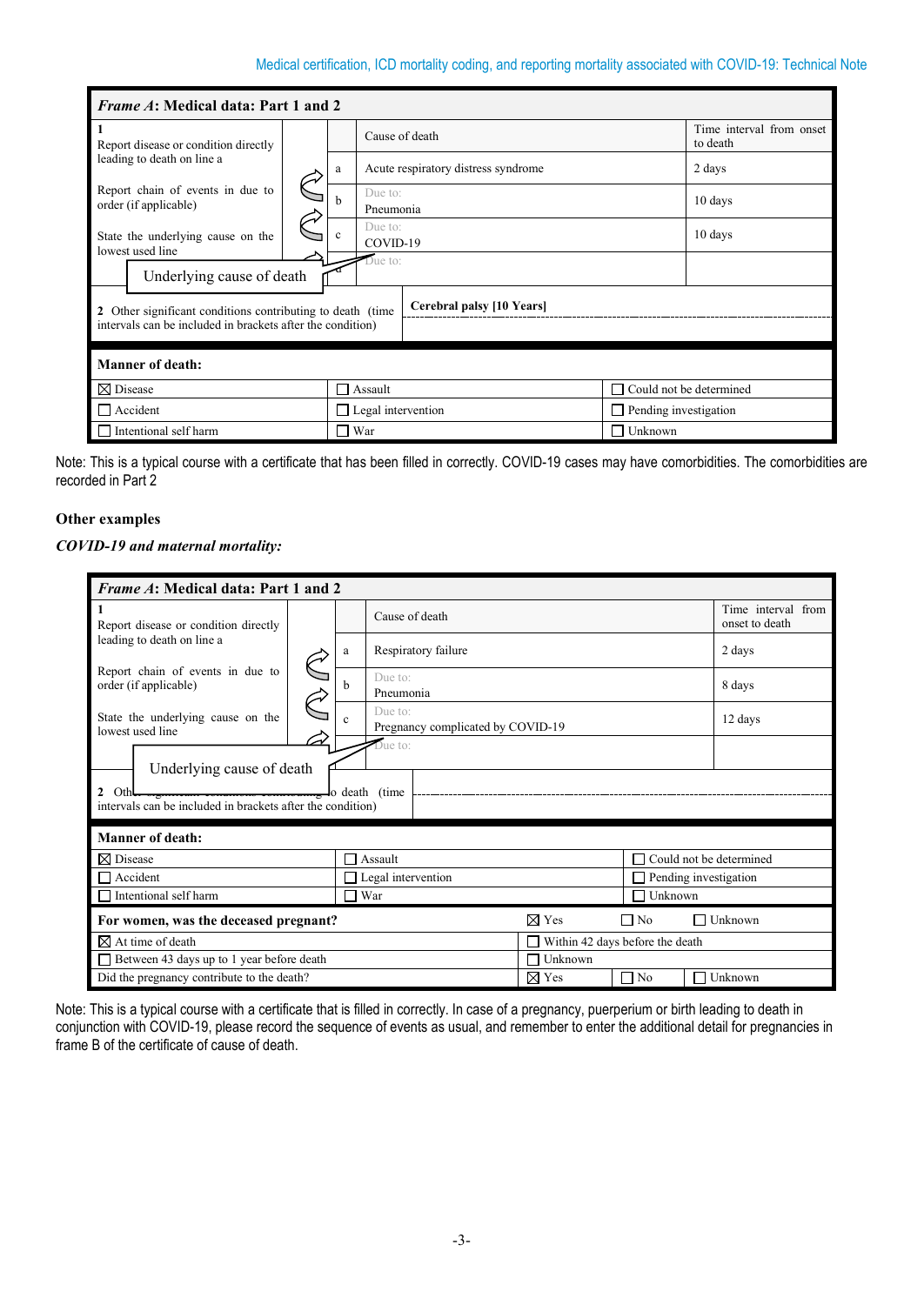**Frame A: Medical data: Part 1 and 2**

| 1 | | Cause of death | Time interval from onset to death |
|---|---|---|---|
| Report disease or condition directly leading to death on line a | a | Acute respiratory distress syndrome | 2 days |
| Report chain of events in due to order (if applicable) | b | Due to: Pneumonia | 10 days |
| State the underlying cause on the lowest used line | c | Due to: COVID-19 | 10 days |
| Underlying cause of death | d | Due to: | |
| 2 Other significant conditions contributing to death (time intervals can be included in brackets after the condition) | | Cerebral palsy [10 Years] | |

**Manner of death:**

| | | |
|---|---|---|
| ☒ Disease | ☐ Assault | ☐ Could not be determined |
| ☐ Accident | ☐ Legal intervention | ☐ Pending investigation |
| ☐ Intentional self harm | ☐ War | ☐ Unknown |

Note: This is a typical course with a certificate that has been filled in correctly. COVID-19 cases may have comorbidities. The comorbidities are recorded in Part 2

### Other examples

***COVID-19 and maternal mortality:***

**Frame A: Medical data: Part 1 and 2**

| 1 | | Cause of death | Time interval from onset to death |
|---|---|---|---|
| Report disease or condition directly leading to death on line a | a | Respiratory failure | 2 days |
| Report chain of events in due to order (if applicable) | b | Due to: Pneumonia | 8 days |
| State the underlying cause on the lowest used line | c | Due to: Pregnancy complicated by COVID-19 | 12 days |
| Underlying cause of death | d | Due to: | |
| 2 Other significant conditions contributing to death (time intervals can be included in brackets after the condition) | | | |

**Manner of death:**

| | | |
|---|---|---|
| ☒ Disease | ☐ Assault | ☐ Could not be determined |
| ☐ Accident | ☐ Legal intervention | ☐ Pending investigation |
| ☐ Intentional self harm | ☐ War | ☐ Unknown |

| **For women, was the deceased pregnant?** | ☒ Yes | ☐ No | ☐ Unknown |
|---|---|---|---|
| ☒ At time of death | ☐ Within 42 days before the death | | |
| ☐ Between 43 days up to 1 year before death | ☐ Unknown | | |
| Did the pregnancy contribute to the death? | ☒ Yes | ☐ No | ☐ Unknown |

Note: This is a typical course with a certificate that is filled in correctly. In case of a pregnancy, puerperium or birth leading to death in conjunction with COVID-19, please record the sequence of events as usual, and remember to enter the additional detail for pregnancies in frame B of the certificate of cause of death.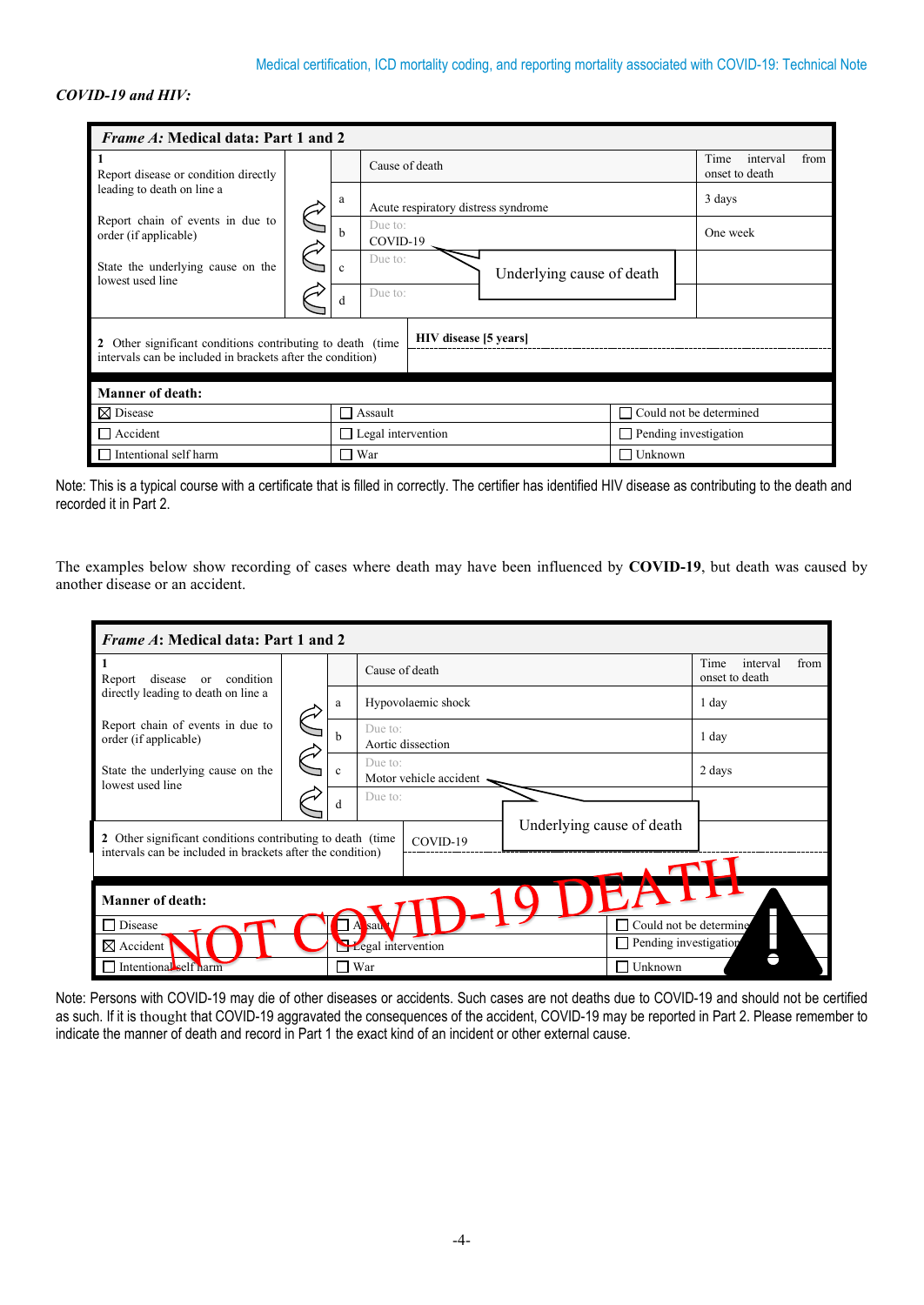*COVID-19 and HIV:*

| *Frame A*: **Medical data: Part 1 and 2** | | | | |
|---|---|---|---|---|
| **1** | | | Cause of death | Time interval from onset to death |
| Report disease or condition directly leading to death on line a | | a | Acute respiratory distress syndrome | 3 days |
| Report chain of events in due to order (if applicable) | | b | Due to: COVID-19 | One week |
| State the underlying cause on the lowest used line | | c | Due to: | |
| | | d | Due to: | |
| **2** Other significant conditions contributing to death (time intervals can be included in brackets after the condition) | | | **HIV disease [5 years]** | |

Underlying cause of death: COVID-19

| **Manner of death:** | | |
|---|---|---|
| ☒ Disease | ☐ Assault | ☐ Could not be determined |
| ☐ Accident | ☐ Legal intervention | ☐ Pending investigation |
| ☐ Intentional self harm | ☐ War | ☐ Unknown |

Note: This is a typical course with a certificate that is filled in correctly. The certifier has identified HIV disease as contributing to the death and recorded it in Part 2.

The examples below show recording of cases where death may have been influenced by **COVID-19**, but death was caused by another disease or an accident.

| *Frame A*: **Medical data: Part 1 and 2** | | | | |
|---|---|---|---|---|
| **1** | | | Cause of death | Time interval from onset to death |
| Report disease or condition directly leading to death on line a | | a | Hypovolaemic shock | 1 day |
| Report chain of events in due to order (if applicable) | | b | Due to: Aortic dissection | 1 day |
| State the underlying cause on the lowest used line | | c | Due to: Motor vehicle accident | 2 days |
| | | d | Due to: | |
| **2** Other significant conditions contributing to death (time intervals can be included in brackets after the condition) | | | COVID-19 | |

Underlying cause of death: Motor vehicle accident

| **Manner of death:** | | |
|---|---|---|
| ☐ Disease | ☐ Assault | ☐ Could not be determined |
| ☒ Accident | ☐ Legal intervention | ☐ Pending investigation |
| ☐ Intentional self harm | ☐ War | ☐ Unknown |

NOT COVID-19 DEATH

Note: Persons with COVID-19 may die of other diseases or accidents. Such cases are not deaths due to COVID-19 and should not be certified as such. If it is thought that COVID-19 aggravated the consequences of the accident, COVID-19 may be reported in Part 2. Please remember to indicate the manner of death and record in Part 1 the exact kind of an incident or other external cause.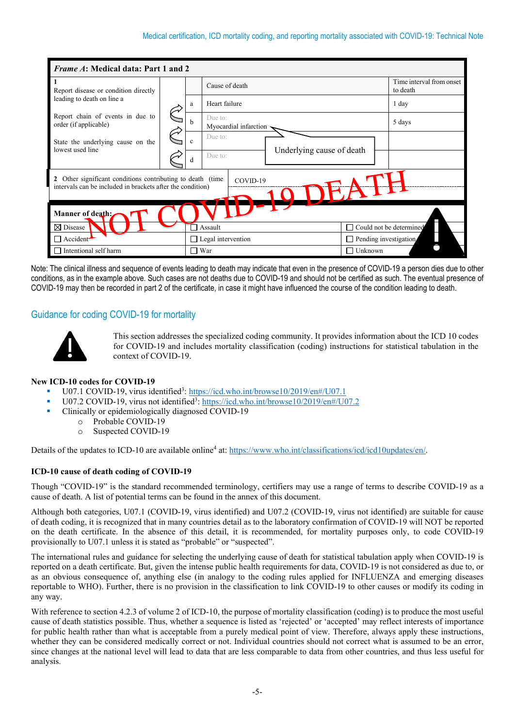| *Frame A*: Medical data: Part 1 and 2 | | | |
|---|---|---|---|
| 1<br>Report disease or condition directly leading to death on line a<br><br>Report chain of events in due to order (if applicable)<br><br>State the underlying cause on the lowest used line | | Cause of death | Time interval from onset to death |
| | a | Heart failure | 1 day |
| | b | Due to:<br>Myocardial infarction | 5 days |
| | c | Due to: Underlying cause of death | |
| | d | Due to: | |
| 2 Other significant conditions contributing to death (time intervals can be included in brackets after the condition) | | COVID-19 | |

NOT COVID-19 DEATH

| Manner of death: | | |
|---|---|---|
| ☒ Disease | ☐ Assault | ☐ Could not be determined |
| ☐ Accident | ☐ Legal intervention | ☐ Pending investigation |
| ☐ Intentional self harm | ☐ War | ☐ Unknown |

Note: The clinical illness and sequence of events leading to death may indicate that even in the presence of COVID-19 a person dies due to other conditions, as in the example above. Such cases are not deaths due to COVID-19 and should not be certified as such. The eventual presence of COVID-19 may then be recorded in part 2 of the certificate, in case it might have influenced the course of the condition leading to death.

## Guidance for coding COVID-19 for mortality

This section addresses the specialized coding community. It provides information about the ICD 10 codes for COVID-19 and includes mortality classification (coding) instructions for statistical tabulation in the context of COVID-19.

**New ICD-10 codes for COVID-19**

- U07.1 COVID-19, virus identified[3]: https://icd.who.int/browse10/2019/en#/U07.1
- U07.2 COVID-19, virus not identified[3]: https://icd.who.int/browse10/2019/en#/U07.2
- Clinically or epidemiologically diagnosed COVID-19
  - Probable COVID-19
  - Suspected COVID-19

Details of the updates to ICD-10 are available online[4] at: https://www.who.int/classifications/icd/icd10updates/en/.

**ICD-10 cause of death coding of COVID-19**

Though "COVID-19" is the standard recommended terminology, certifiers may use a range of terms to describe COVID-19 as a cause of death. A list of potential terms can be found in the annex of this document.

Although both categories, U07.1 (COVID-19, virus identified) and U07.2 (COVID-19, virus not identified) are suitable for cause of death coding, it is recognized that in many countries detail as to the laboratory confirmation of COVID-19 will NOT be reported on the death certificate. In the absence of this detail, it is recommended, for mortality purposes only, to code COVID-19 provisionally to U07.1 unless it is stated as "probable" or "suspected".

The international rules and guidance for selecting the underlying cause of death for statistical tabulation apply when COVID-19 is reported on a death certificate. But, given the intense public health requirements for data, COVID-19 is not considered as due to, or as an obvious consequence of, anything else (in analogy to the coding rules applied for INFLUENZA and emerging diseases reportable to WHO). Further, there is no provision in the classification to link COVID-19 to other causes or modify its coding in any way.

With reference to section 4.2.3 of volume 2 of ICD-10, the purpose of mortality classification (coding) is to produce the most useful cause of death statistics possible. Thus, whether a sequence is listed as 'rejected' or 'accepted' may reflect interests of importance for public health rather than what is acceptable from a purely medical point of view. Therefore, always apply these instructions, whether they can be considered medically correct or not. Individual countries should not correct what is assumed to be an error, since changes at the national level will lead to data that are less comparable to data from other countries, and thus less useful for analysis.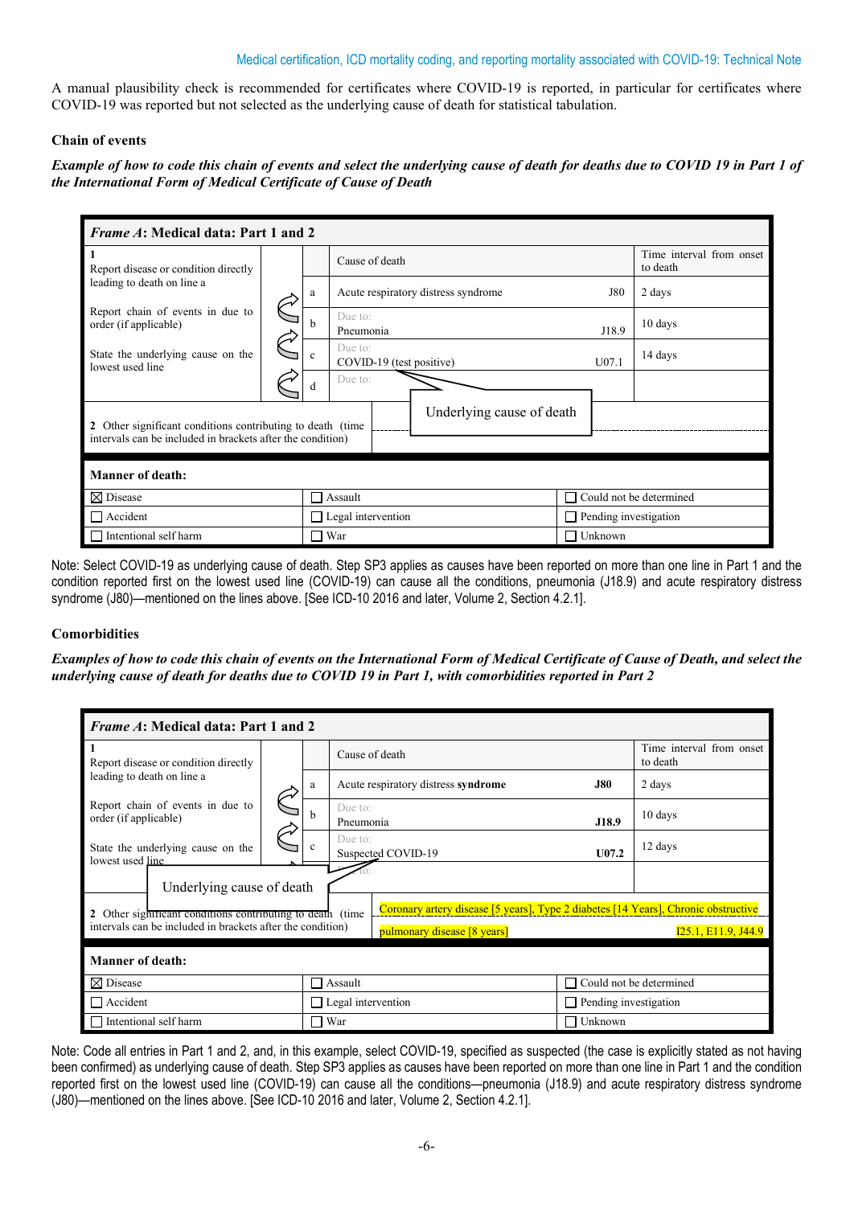A manual plausibility check is recommended for certificates where COVID-19 is reported, in particular for certificates where COVID-19 was reported but not selected as the underlying cause of death for statistical tabulation.

**Chain of events**

***Example of how to code this chain of events and select the underlying cause of death for deaths due to COVID 19 in Part 1 of the International Form of Medical Certificate of Cause of Death***

| ***Frame A*: Medical data: Part 1 and 2** | | | |
|---|---|---|---|
| **1** | | Cause of death | Time interval from onset to death |
| Report disease or condition directly leading to death on line a | a | Acute respiratory distress syndrome J80 | 2 days |
| Report chain of events in due to order (if applicable) | b | Due to: Pneumonia J18.9 | 10 days |
| State the underlying cause on the lowest used line | c | Due to: COVID-19 (test positive) U07.1 | 14 days |
| | d | Due to: | |
| **2** Other significant conditions contributing to death (time intervals can be included in brackets after the condition) | | | |

Underlying cause of death

| **Manner of death:** | | |
|---|---|---|
| ☒ Disease | ☐ Assault | ☐ Could not be determined |
| ☐ Accident | ☐ Legal intervention | ☐ Pending investigation |
| ☐ Intentional self harm | ☐ War | ☐ Unknown |

Note: Select COVID-19 as underlying cause of death. Step SP3 applies as causes have been reported on more than one line in Part 1 and the condition reported first on the lowest used line (COVID-19) can cause all the conditions, pneumonia (J18.9) and acute respiratory distress syndrome (J80)—mentioned on the lines above. [See ICD-10 2016 and later, Volume 2, Section 4.2.1].

**Comorbidities**

***Examples of how to code this chain of events on the International Form of Medical Certificate of Cause of Death, and select the underlying cause of death for deaths due to COVID 19 in Part 1, with comorbidities reported in Part 2***

| ***Frame A*: Medical data: Part 1 and 2** | | | |
|---|---|---|---|
| **1** | | Cause of death | Time interval from onset to death |
| Report disease or condition directly leading to death on line a | a | Acute respiratory distress **syndrome** **J80** | 2 days |
| Report chain of events in due to order (if applicable) | b | Due to: Pneumonia **J18.9** | 10 days |
| State the underlying cause on the lowest used line | c | Due to: Suspected COVID-19 **U07.2** | 12 days |
| | d | Due to: | |
| **2** Other significant conditions contributing to death (time intervals can be included in brackets after the condition) | | Coronary artery disease [5 years], Type 2 diabetes [14 Years], Chronic obstructive pulmonary disease [8 years] I25.1, E11.9, J44.9 | |

Underlying cause of death

| **Manner of death:** | | |
|---|---|---|
| ☒ Disease | ☐ Assault | ☐ Could not be determined |
| ☐ Accident | ☐ Legal intervention | ☐ Pending investigation |
| ☐ Intentional self harm | ☐ War | ☐ Unknown |

Note: Code all entries in Part 1 and 2, and, in this example, select COVID-19, specified as suspected (the case is explicitly stated as not having been confirmed) as underlying cause of death. Step SP3 applies as causes have been reported on more than one line in Part 1 and the condition reported first on the lowest used line (COVID-19) can cause all the conditions—pneumonia (J18.9) and acute respiratory distress syndrome (J80)—mentioned on the lines above. [See ICD-10 2016 and later, Volume 2, Section 4.2.1].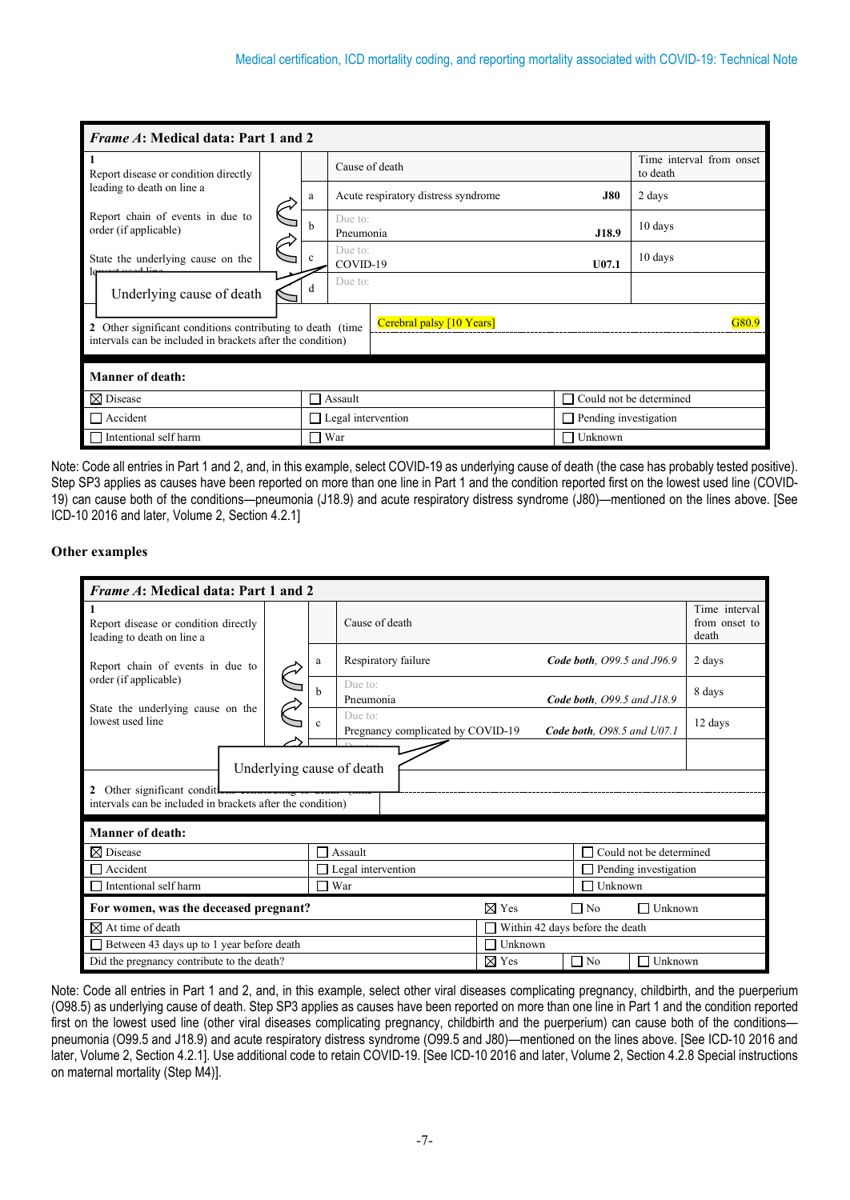| ***Frame A*: Medical data: Part 1 and 2** | | | | |
|---|---|---|---|---|
| **1** Report disease or condition directly leading to death on line a<br><br>Report chain of events in due to order (if applicable)<br><br>State the underlying cause on the lowest used line | | Cause of death | | Time interval from onset to death |
| | a | Acute respiratory distress syndrome | **J80** | 2 days |
| | b | Due to: Pneumonia | **J18.9** | 10 days |
| | c | Due to: COVID-19 | **U07.1** | 10 days |
| Underlying cause of death | d | Due to: | | |
| **2** Other significant conditions contributing to death (time intervals can be included in brackets after the condition) | | Cerebral palsy [10 Years] | G80.9 | |

| **Manner of death:** | | |
|---|---|---|
| ☒ Disease | ☐ Assault | ☐ Could not be determined |
| ☐ Accident | ☐ Legal intervention | ☐ Pending investigation |
| ☐ Intentional self harm | ☐ War | ☐ Unknown |

Note: Code all entries in Part 1 and 2, and, in this example, select COVID-19 as underlying cause of death (the case has probably tested positive). Step SP3 applies as causes have been reported on more than one line in Part 1 and the condition reported first on the lowest used line (COVID-19) can cause both of the conditions—pneumonia (J18.9) and acute respiratory distress syndrome (J80)—mentioned on the lines above. [See ICD-10 2016 and later, Volume 2, Section 4.2.1]

### Other examples

| ***Frame A*: Medical data: Part 1 and 2** | | | | |
|---|---|---|---|---|
| **1** Report disease or condition directly leading to death on line a<br><br>Report chain of events in due to order (if applicable)<br><br>State the underlying cause on the lowest used line | | Cause of death | | Time interval from onset to death |
| | a | Respiratory failure | ***Code both**, O99.5 and J96.9* | 2 days |
| | b | Due to: Pneumonia | ***Code both**, O99.5 and J18.9* | 8 days |
| | c | Due to: Pregnancy complicated by COVID-19 | ***Code both**, O98.5 and U07.1* | 12 days |
| Underlying cause of death | | | | |
| **2** Other significant conditions contributing to death (time intervals can be included in brackets after the condition) | | | | |

| **Manner of death:** | | |
|---|---|---|
| ☒ Disease | ☐ Assault | ☐ Could not be determined |
| ☐ Accident | ☐ Legal intervention | ☐ Pending investigation |
| ☐ Intentional self harm | ☐ War | ☐ Unknown |

| **For women, was the deceased pregnant?** | ☒ Yes | ☐ No | ☐ Unknown |
|---|---|---|---|
| ☒ At time of death | ☐ Within 42 days before the death | | |
| ☐ Between 43 days up to 1 year before death | ☐ Unknown | | |
| Did the pregnancy contribute to the death? | ☒ Yes | ☐ No | ☐ Unknown |

Note: Code all entries in Part 1 and 2, and, in this example, select other viral diseases complicating pregnancy, childbirth, and the puerperium (O98.5) as underlying cause of death. Step SP3 applies as causes have been reported on more than one line in Part 1 and the condition reported first on the lowest used line (other viral diseases complicating pregnancy, childbirth and the puerperium) can cause both of the conditions—pneumonia (O99.5 and J18.9) and acute respiratory distress syndrome (O99.5 and J80)—mentioned on the lines above. [See ICD-10 2016 and later, Volume 2, Section 4.2.1]. Use additional code to retain COVID-19. [See ICD-10 2016 and later, Volume 2, Section 4.2.8 Special instructions on maternal mortality (Step M4)].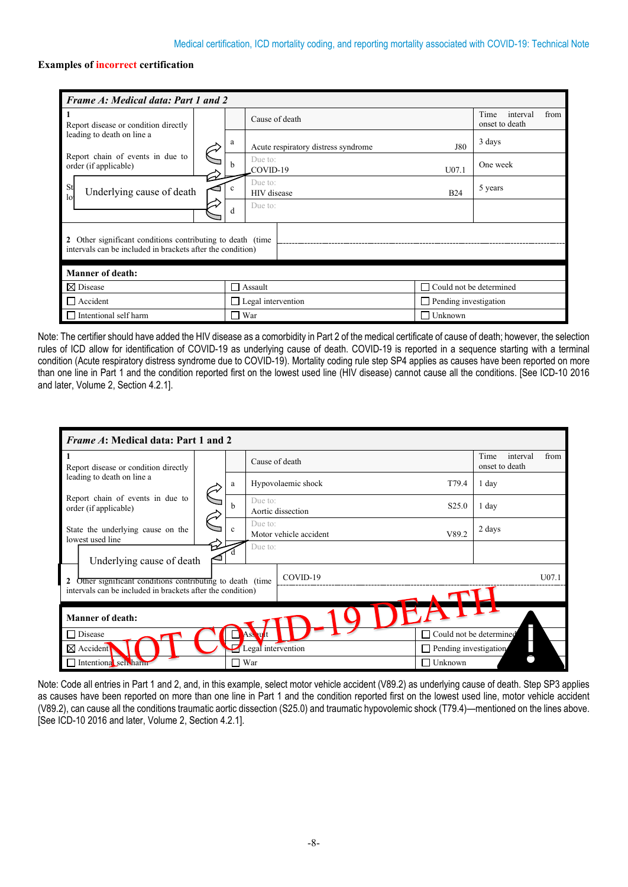**Examples of incorrect certification**

| *Frame A: Medical data: Part 1 and 2* | | | | |
|---|---|---|---|---|
| 1<br>Report disease or condition directly leading to death on line a<br><br>Report chain of events in due to order (if applicable)<br><br>State the underlying cause on the lowest used line<br><br>Underlying cause of death | | Cause of death | | Time interval from onset to death |
| | a | Acute respiratory distress syndrome | J80 | 3 days |
| | b | Due to:<br>COVID-19 | U07.1 | One week |
| | c | Due to:<br>HIV disease | B24 | 5 years |
| | d | Due to: | | |
| 2 Other significant conditions contributing to death (time intervals can be included in brackets after the condition) | | | | |

| Manner of death: | | |
|---|---|---|
| ☒ Disease | ☐ Assault | ☐ Could not be determined |
| ☐ Accident | ☐ Legal intervention | ☐ Pending investigation |
| ☐ Intentional self harm | ☐ War | ☐ Unknown |

Note: The certifier should have added the HIV disease as a comorbidity in Part 2 of the medical certificate of cause of death; however, the selection rules of ICD allow for identification of COVID-19 as underlying cause of death. COVID-19 is reported in a sequence starting with a terminal condition (Acute respiratory distress syndrome due to COVID-19). Mortality coding rule step SP4 applies as causes have been reported on more than one line in Part 1 and the condition reported first on the lowest used line (HIV disease) cannot cause all the conditions. [See ICD-10 2016 and later, Volume 2, Section 4.2.1].

| *Frame A*: Medical data: Part 1 and 2 | | | | |
|---|---|---|---|---|
| 1<br>Report disease or condition directly leading to death on line a<br><br>Report chain of events in due to order (if applicable)<br><br>State the underlying cause on the lowest used line<br><br>Underlying cause of death | | Cause of death | | Time interval from onset to death |
| | a | Hypovolaemic shock | T79.4 | 1 day |
| | b | Due to:<br>Aortic dissection | S25.0 | 1 day |
| | c | Due to:<br>Motor vehicle accident | V89.2 | 2 days |
| | d | Due to: | | |
| 2 Other significant conditions contributing to death (time intervals can be included in brackets after the condition) | | COVID-19 | U07.1 | |

| Manner of death: | | |
|---|---|---|
| ☐ Disease | ☐ Assault | ☐ Could not be determined |
| ☒ Accident | ☐ Legal intervention | ☐ Pending investigation |
| ☐ Intentional self harm | ☐ War | ☐ Unknown |

NOT COVID-19 DEATH

Note: Code all entries in Part 1 and 2, and, in this example, select motor vehicle accident (V89.2) as underlying cause of death. Step SP3 applies as causes have been reported on more than one line in Part 1 and the condition reported first on the lowest used line, motor vehicle accident (V89.2), can cause all the conditions traumatic aortic dissection (S25.0) and traumatic hypovolemic shock (T79.4)—mentioned on the lines above. [See ICD-10 2016 and later, Volume 2, Section 4.2.1].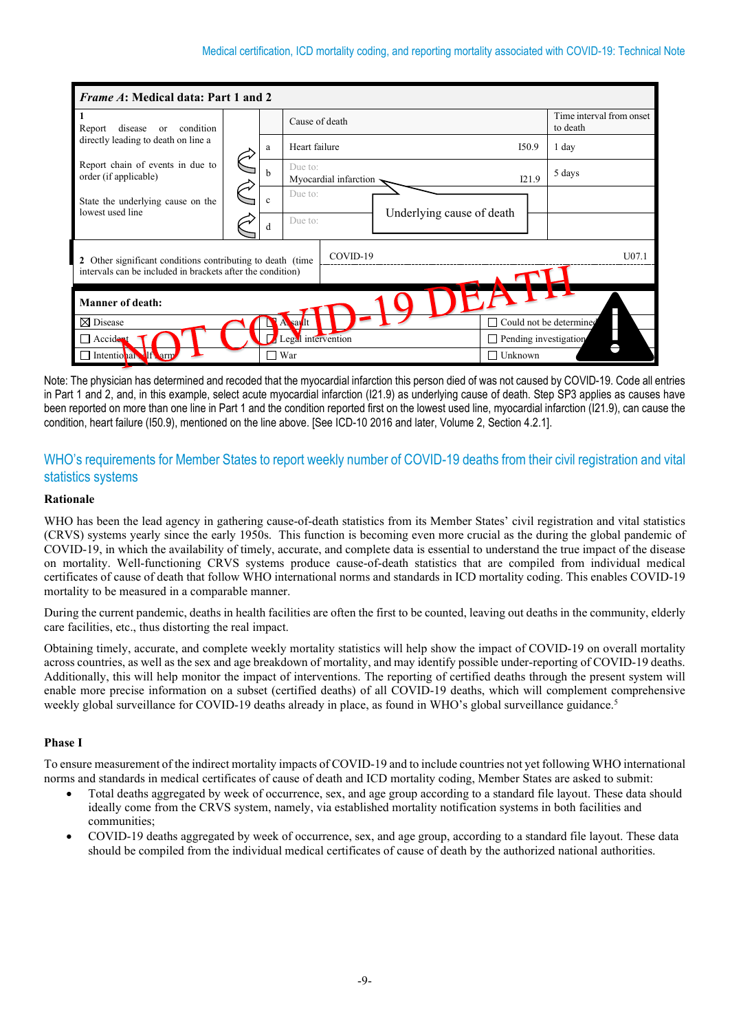**Frame A: Medical data: Part 1 and 2**

| 1 Report disease or condition directly leading to death on line a<br><br>Report chain of events in due to order (if applicable)<br><br>State the underlying cause on the lowest used line | | Cause of death | | Time interval from onset to death |
|---|---|---|---|---|
| | a | Heart failure | I50.9 | 1 day |
| | b | Due to: Myocardial infarction | I21.9 | 5 days |
| | c | Due to: | | |
| | d | Due to: | | |

Underlying cause of death

| 2 Other significant conditions contributing to death (time intervals can be included in brackets after the condition) | COVID-19 | U07.1 |
|---|---|---|

NOT COVID-19 DEATH

| **Manner of death:** | | |
|---|---|---|
| ☒ Disease | ☐ Assault | ☐ Could not be determined |
| ☐ Accident | ☐ Legal intervention | ☐ Pending investigation |
| ☐ Intentional self harm | ☐ War | ☐ Unknown |

Note: The physician has determined and recoded that the myocardial infarction this person died of was not caused by COVID-19. Code all entries in Part 1 and 2, and, in this example, select acute myocardial infarction (I21.9) as underlying cause of death. Step SP3 applies as causes have been reported on more than one line in Part 1 and the condition reported first on the lowest used line, myocardial infarction (I21.9), can cause the condition, heart failure (I50.9), mentioned on the line above. [See ICD-10 2016 and later, Volume 2, Section 4.2.1].

## WHO's requirements for Member States to report weekly number of COVID-19 deaths from their civil registration and vital statistics systems

### Rationale

WHO has been the lead agency in gathering cause-of-death statistics from its Member States' civil registration and vital statistics (CRVS) systems yearly since the early 1950s. This function is becoming even more crucial as the during the global pandemic of COVID-19, in which the availability of timely, accurate, and complete data is essential to understand the true impact of the disease on mortality. Well-functioning CRVS systems produce cause-of-death statistics that are compiled from individual medical certificates of cause of death that follow WHO international norms and standards in ICD mortality coding. This enables COVID-19 mortality to be measured in a comparable manner.

During the current pandemic, deaths in health facilities are often the first to be counted, leaving out deaths in the community, elderly care facilities, etc., thus distorting the real impact.

Obtaining timely, accurate, and complete weekly mortality statistics will help show the impact of COVID-19 on overall mortality across countries, as well as the sex and age breakdown of mortality, and may identify possible under-reporting of COVID-19 deaths. Additionally, this will help monitor the impact of interventions. The reporting of certified deaths through the present system will enable more precise information on a subset (certified deaths) of all COVID-19 deaths, which will complement comprehensive weekly global surveillance for COVID-19 deaths already in place, as found in WHO's global surveillance guidance.[5]

### Phase I

To ensure measurement of the indirect mortality impacts of COVID-19 and to include countries not yet following WHO international norms and standards in medical certificates of cause of death and ICD mortality coding, Member States are asked to submit:

- Total deaths aggregated by week of occurrence, sex, and age group according to a standard file layout. These data should ideally come from the CRVS system, namely, via established mortality notification systems in both facilities and communities;
- COVID-19 deaths aggregated by week of occurrence, sex, and age group, according to a standard file layout. These data should be compiled from the individual medical certificates of cause of death by the authorized national authorities.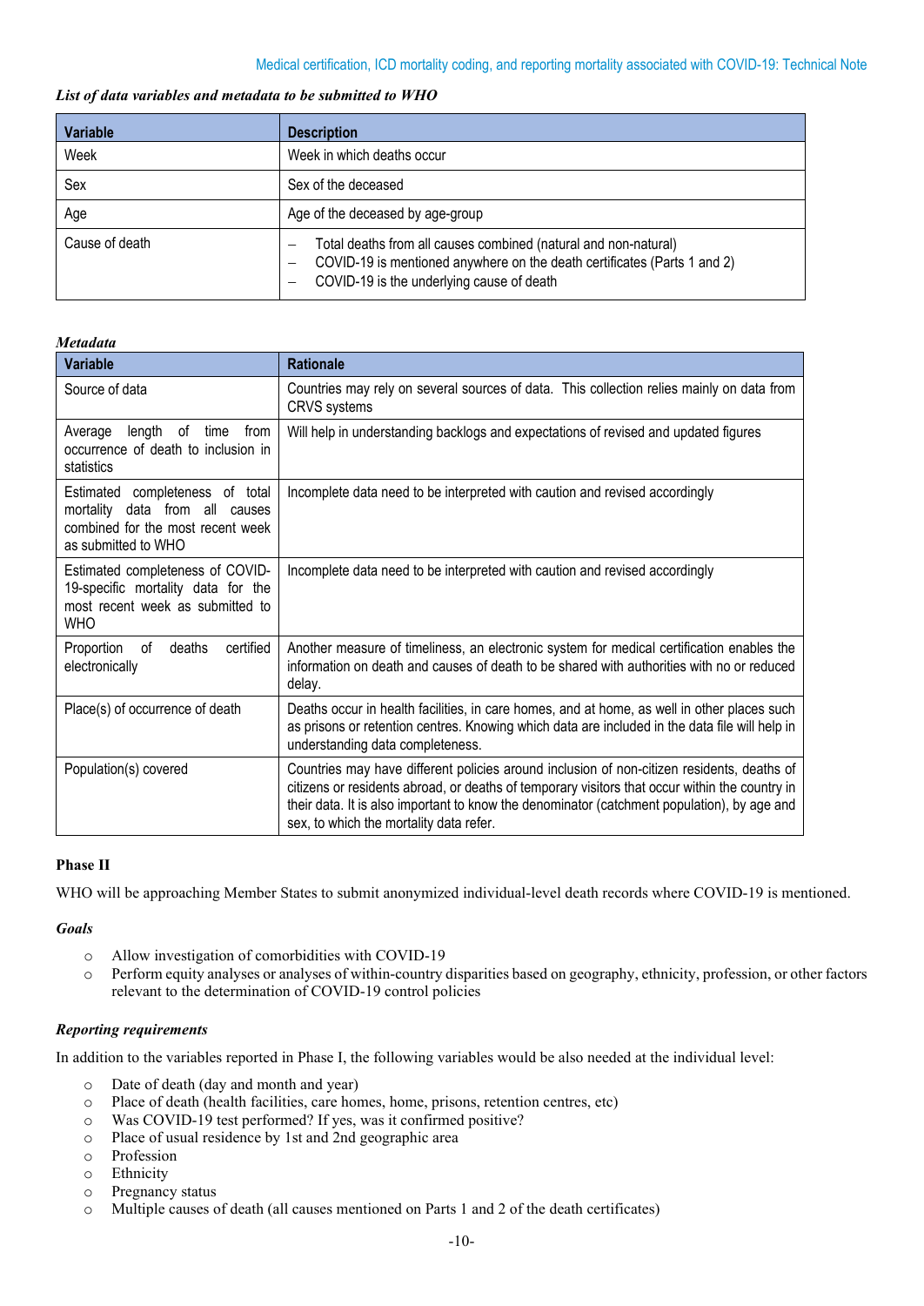***List of data variables and metadata to be submitted to WHO***

| Variable | Description |
|---|---|
| Week | Week in which deaths occur |
| Sex | Sex of the deceased |
| Age | Age of the deceased by age-group |
| Cause of death | – Total deaths from all causes combined (natural and non-natural)<br>– COVID-19 is mentioned anywhere on the death certificates (Parts 1 and 2)<br>– COVID-19 is the underlying cause of death |

***Metadata***

| Variable | Rationale |
|---|---|
| Source of data | Countries may rely on several sources of data. This collection relies mainly on data from CRVS systems |
| Average length of time from occurrence of death to inclusion in statistics | Will help in understanding backlogs and expectations of revised and updated figures |
| Estimated completeness of total mortality data from all causes combined for the most recent week as submitted to WHO | Incomplete data need to be interpreted with caution and revised accordingly |
| Estimated completeness of COVID-19-specific mortality data for the most recent week as submitted to WHO | Incomplete data need to be interpreted with caution and revised accordingly |
| Proportion of deaths certified electronically | Another measure of timeliness, an electronic system for medical certification enables the information on death and causes of death to be shared with authorities with no or reduced delay. |
| Place(s) of occurrence of death | Deaths occur in health facilities, in care homes, and at home, as well in other places such as prisons or retention centres. Knowing which data are included in the data file will help in understanding data completeness. |
| Population(s) covered | Countries may have different policies around inclusion of non-citizen residents, deaths of citizens or residents abroad, or deaths of temporary visitors that occur within the country in their data. It is also important to know the denominator (catchment population), by age and sex, to which the mortality data refer. |

**Phase II**

WHO will be approaching Member States to submit anonymized individual-level death records where COVID-19 is mentioned.

***Goals***

- Allow investigation of comorbidities with COVID-19
- Perform equity analyses or analyses of within-country disparities based on geography, ethnicity, profession, or other factors relevant to the determination of COVID-19 control policies

***Reporting requirements***

In addition to the variables reported in Phase I, the following variables would be also needed at the individual level:

- Date of death (day and month and year)
- Place of death (health facilities, care homes, home, prisons, retention centres, etc)
- Was COVID-19 test performed? If yes, was it confirmed positive?
- Place of usual residence by 1st and 2nd geographic area
- Profession
- Ethnicity
- Pregnancy status
- Multiple causes of death (all causes mentioned on Parts 1 and 2 of the death certificates)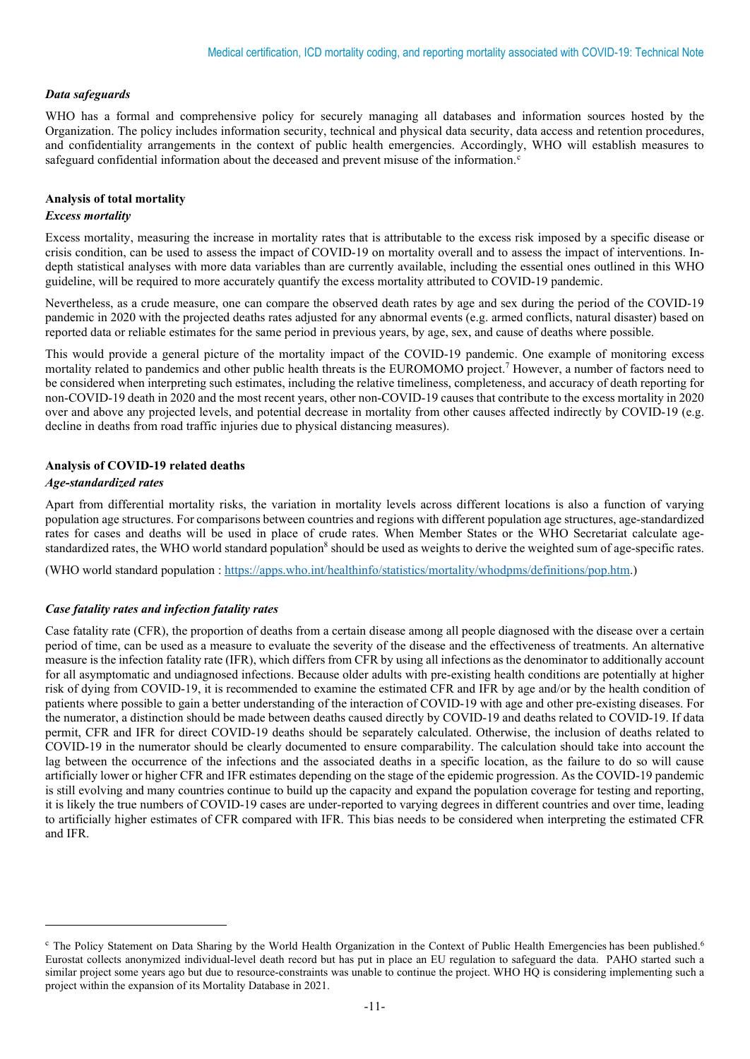### *Data safeguards*

WHO has a formal and comprehensive policy for securely managing all databases and information sources hosted by the Organization. The policy includes information security, technical and physical data security, data access and retention procedures, and confidentiality arrangements in the context of public health emergencies. Accordingly, WHO will establish measures to safeguard confidential information about the deceased and prevent misuse of the information.[c]

## Analysis of total mortality

### *Excess mortality*

Excess mortality, measuring the increase in mortality rates that is attributable to the excess risk imposed by a specific disease or crisis condition, can be used to assess the impact of COVID-19 on mortality overall and to assess the impact of interventions. In-depth statistical analyses with more data variables than are currently available, including the essential ones outlined in this WHO guideline, will be required to more accurately quantify the excess mortality attributed to COVID-19 pandemic.

Nevertheless, as a crude measure, one can compare the observed death rates by age and sex during the period of the COVID-19 pandemic in 2020 with the projected deaths rates adjusted for any abnormal events (e.g. armed conflicts, natural disaster) based on reported data or reliable estimates for the same period in previous years, by age, sex, and cause of deaths where possible.

This would provide a general picture of the mortality impact of the COVID-19 pandemic. One example of monitoring excess mortality related to pandemics and other public health threats is the EUROMOMO project.[7] However, a number of factors need to be considered when interpreting such estimates, including the relative timeliness, completeness, and accuracy of death reporting for non-COVID-19 death in 2020 and the most recent years, other non-COVID-19 causes that contribute to the excess mortality in 2020 over and above any projected levels, and potential decrease in mortality from other causes affected indirectly by COVID-19 (e.g. decline in deaths from road traffic injuries due to physical distancing measures).

## Analysis of COVID-19 related deaths

### *Age-standardized rates*

Apart from differential mortality risks, the variation in mortality levels across different locations is also a function of varying population age structures. For comparisons between countries and regions with different population age structures, age-standardized rates for cases and deaths will be used in place of crude rates. When Member States or the WHO Secretariat calculate age-standardized rates, the WHO world standard population[8] should be used as weights to derive the weighted sum of age-specific rates.

(WHO world standard population : [https://apps.who.int/healthinfo/statistics/mortality/whodpms/definitions/pop.htm](https://apps.who.int/healthinfo/statistics/mortality/whodpms/definitions/pop.htm).)

### *Case fatality rates and infection fatality rates*

Case fatality rate (CFR), the proportion of deaths from a certain disease among all people diagnosed with the disease over a certain period of time, can be used as a measure to evaluate the severity of the disease and the effectiveness of treatments. An alternative measure is the infection fatality rate (IFR), which differs from CFR by using all infections as the denominator to additionally account for all asymptomatic and undiagnosed infections. Because older adults with pre-existing health conditions are potentially at higher risk of dying from COVID-19, it is recommended to examine the estimated CFR and IFR by age and/or by the health condition of patients where possible to gain a better understanding of the interaction of COVID-19 with age and other pre-existing diseases. For the numerator, a distinction should be made between deaths caused directly by COVID-19 and deaths related to COVID-19. If data permit, CFR and IFR for direct COVID-19 deaths should be separately calculated. Otherwise, the inclusion of deaths related to COVID-19 in the numerator should be clearly documented to ensure comparability. The calculation should take into account the lag between the occurrence of the infections and the associated deaths in a specific location, as the failure to do so will cause artificially lower or higher CFR and IFR estimates depending on the stage of the epidemic progression. As the COVID-19 pandemic is still evolving and many countries continue to build up the capacity and expand the population coverage for testing and reporting, it is likely the true numbers of COVID-19 cases are under-reported to varying degrees in different countries and over time, leading to artificially higher estimates of CFR compared with IFR. This bias needs to be considered when interpreting the estimated CFR and IFR.

---

[c] The Policy Statement on Data Sharing by the World Health Organization in the Context of Public Health Emergencies has been published.[6] Eurostat collects anonymized individual-level death record but has put in place an EU regulation to safeguard the data. PAHO started such a similar project some years ago but due to resource-constraints was unable to continue the project. WHO HQ is considering implementing such a project within the expansion of its Mortality Database in 2021.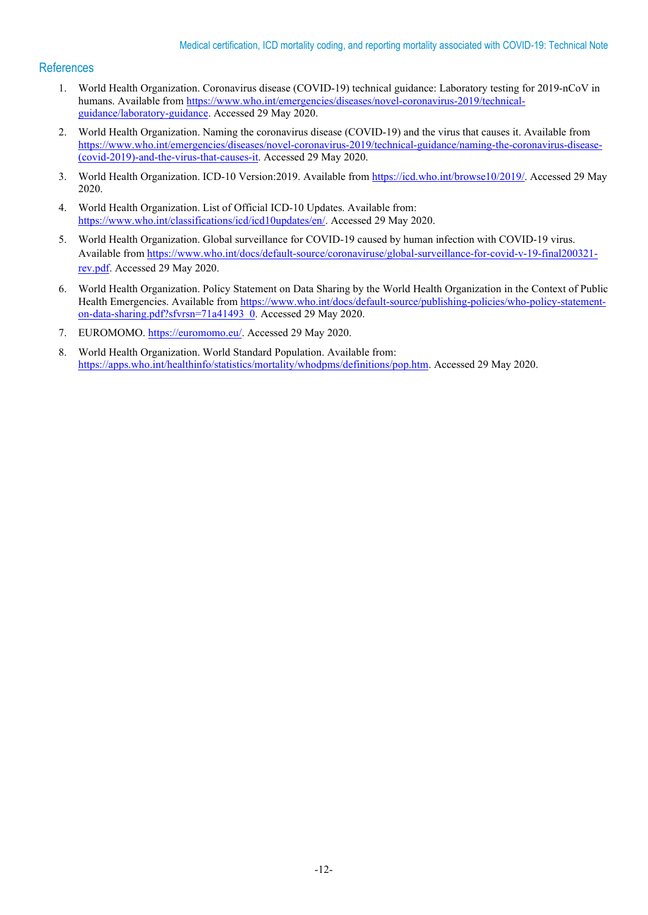## References

1. World Health Organization. Coronavirus disease (COVID-19) technical guidance: Laboratory testing for 2019-nCoV in humans. Available from https://www.who.int/emergencies/diseases/novel-coronavirus-2019/technical-guidance/laboratory-guidance. Accessed 29 May 2020.
2. World Health Organization. Naming the coronavirus disease (COVID-19) and the virus that causes it. Available from https://www.who.int/emergencies/diseases/novel-coronavirus-2019/technical-guidance/naming-the-coronavirus-disease-(covid-2019)-and-the-virus-that-causes-it. Accessed 29 May 2020.
3. World Health Organization. ICD-10 Version:2019. Available from https://icd.who.int/browse10/2019/. Accessed 29 May 2020.
4. World Health Organization. List of Official ICD-10 Updates. Available from: https://www.who.int/classifications/icd/icd10updates/en/. Accessed 29 May 2020.
5. World Health Organization. Global surveillance for COVID-19 caused by human infection with COVID-19 virus. Available from https://www.who.int/docs/default-source/coronaviruse/global-surveillance-for-covid-v-19-final200321-rev.pdf. Accessed 29 May 2020.
6. World Health Organization. Policy Statement on Data Sharing by the World Health Organization in the Context of Public Health Emergencies. Available from https://www.who.int/docs/default-source/publishing-policies/who-policy-statement-on-data-sharing.pdf?sfvrsn=71a41493_0. Accessed 29 May 2020.
7. EUROMOMO. https://euromomo.eu/. Accessed 29 May 2020.
8. World Health Organization. World Standard Population. Available from: https://apps.who.int/healthinfo/statistics/mortality/whodpms/definitions/pop.htm. Accessed 29 May 2020.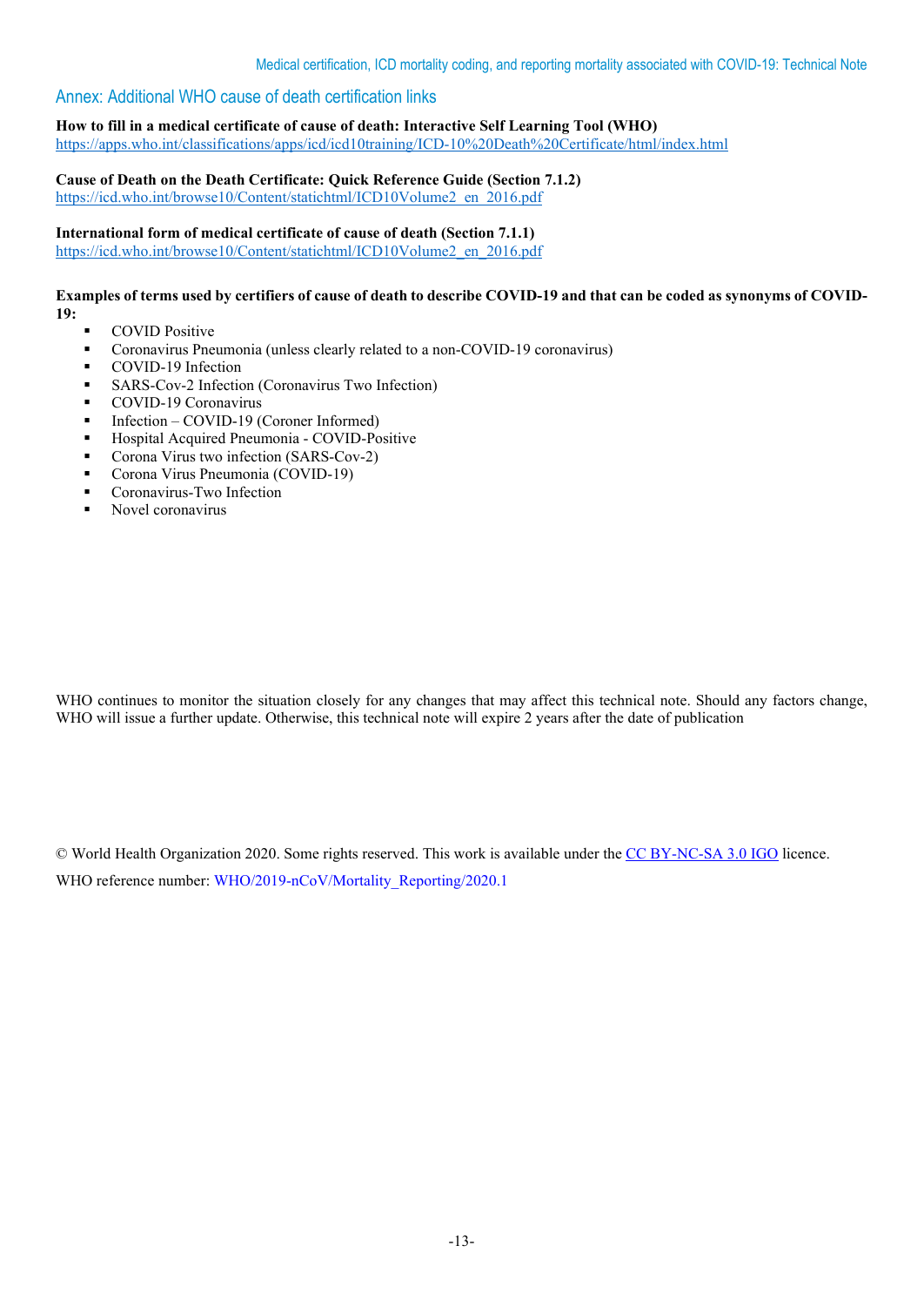## Annex: Additional WHO cause of death certification links

**How to fill in a medical certificate of cause of death: Interactive Self Learning Tool (WHO)**
https://apps.who.int/classifications/apps/icd/icd10training/ICD-10%20Death%20Certificate/html/index.html

**Cause of Death on the Death Certificate: Quick Reference Guide (Section 7.1.2)**
https://icd.who.int/browse10/Content/statichtml/ICD10Volume2_en_2016.pdf

**International form of medical certificate of cause of death (Section 7.1.1)**
https://icd.who.int/browse10/Content/statichtml/ICD10Volume2_en_2016.pdf

**Examples of terms used by certifiers of cause of death to describe COVID-19 and that can be coded as synonyms of COVID-19:**

- COVID Positive
- Coronavirus Pneumonia (unless clearly related to a non-COVID-19 coronavirus)
- COVID-19 Infection
- SARS-Cov-2 Infection (Coronavirus Two Infection)
- COVID-19 Coronavirus
- Infection – COVID-19 (Coroner Informed)
- Hospital Acquired Pneumonia - COVID-Positive
- Corona Virus two infection (SARS-Cov-2)
- Corona Virus Pneumonia (COVID-19)
- Coronavirus-Two Infection
- Novel coronavirus

WHO continues to monitor the situation closely for any changes that may affect this technical note. Should any factors change, WHO will issue a further update. Otherwise, this technical note will expire 2 years after the date of publication

© World Health Organization 2020. Some rights reserved. This work is available under the CC BY-NC-SA 3.0 IGO licence.

WHO reference number: WHO/2019-nCoV/Mortality_Reporting/2020.1